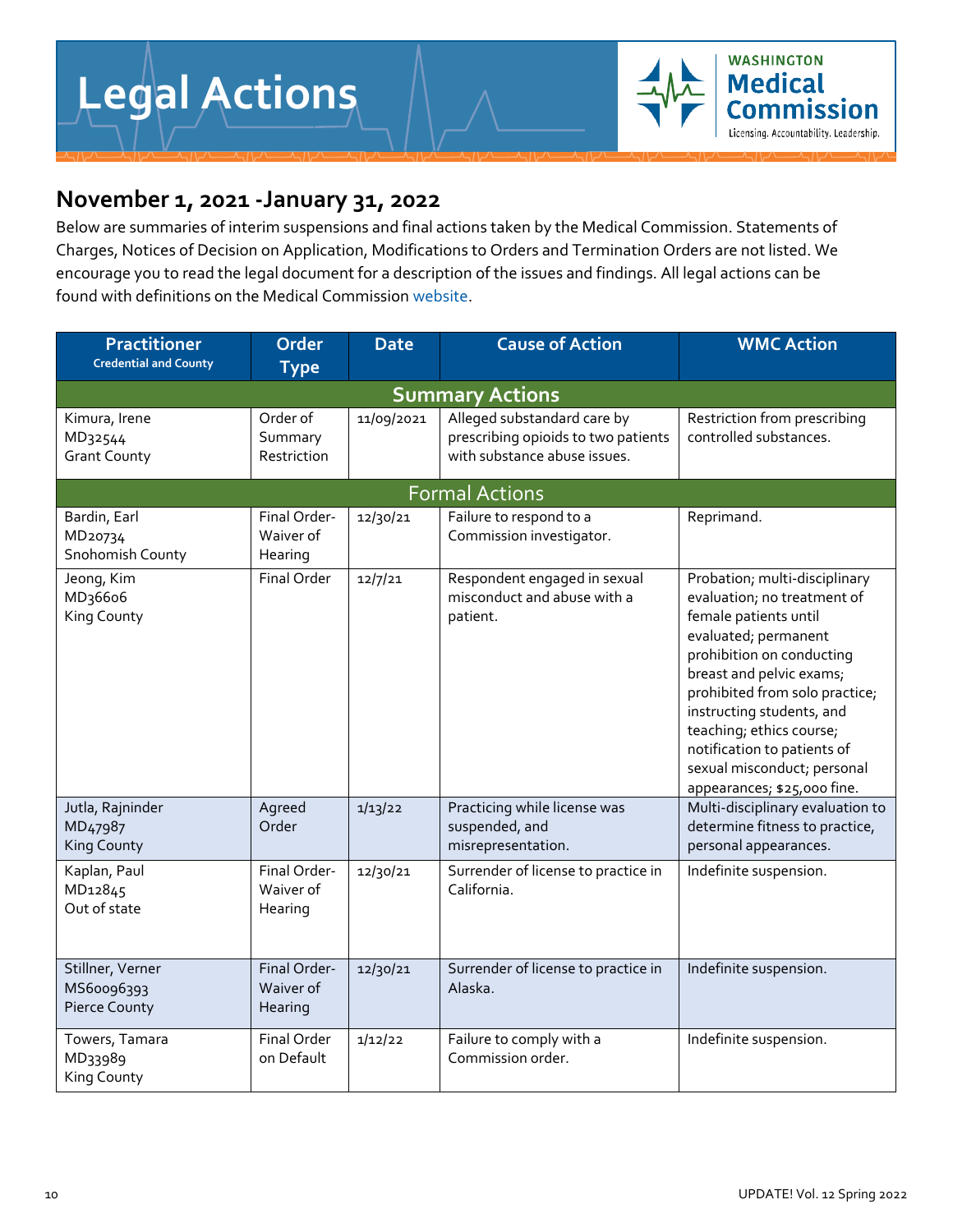# Legal Actions

**WASHINGTON Medical Commission**
Licensing. Accountability. Leadership.

## November 1, 2021 -January 31, 2022

Below are summaries of interim suspensions and final actions taken by the Medical Commission. Statements of Charges, Notices of Decision on Application, Modifications to Orders and Termination Orders are not listed. We encourage you to read the legal document for a description of the issues and findings. All legal actions can be found with definitions on the Medical Commission website.

| Practitioner<br>Credential and County | Order Type | Date | Cause of Action | WMC Action |
|---|---|---|---|---|
| **Summary Actions** | | | | |
| Kimura, Irene<br>MD32544<br>Grant County | Order of Summary Restriction | 11/09/2021 | Alleged substandard care by prescribing opioids to two patients with substance abuse issues. | Restriction from prescribing controlled substances. |
| **Formal Actions** | | | | |
| Bardin, Earl<br>MD20734<br>Snohomish County | Final Order-Waiver of Hearing | 12/30/21 | Failure to respond to a Commission investigator. | Reprimand. |
| Jeong, Kim<br>MD36606<br>King County | Final Order | 12/7/21 | Respondent engaged in sexual misconduct and abuse with a patient. | Probation; multi-disciplinary evaluation; no treatment of female patients until evaluated; permanent prohibition on conducting breast and pelvic exams; prohibited from solo practice; instructing students, and teaching; ethics course; notification to patients of sexual misconduct; personal appearances; $25,000 fine. |
| Jutla, Rajninder<br>MD47987<br>King County | Agreed Order | 1/13/22 | Practicing while license was suspended, and misrepresentation. | Multi-disciplinary evaluation to determine fitness to practice, personal appearances. |
| Kaplan, Paul<br>MD12845<br>Out of state | Final Order-Waiver of Hearing | 12/30/21 | Surrender of license to practice in California. | Indefinite suspension. |
| Stillner, Verner<br>MS60096393<br>Pierce County | Final Order-Waiver of Hearing | 12/30/21 | Surrender of license to practice in Alaska. | Indefinite suspension. |
| Towers, Tamara<br>MD33989<br>King County | Final Order on Default | 1/12/22 | Failure to comply with a Commission order. | Indefinite suspension. |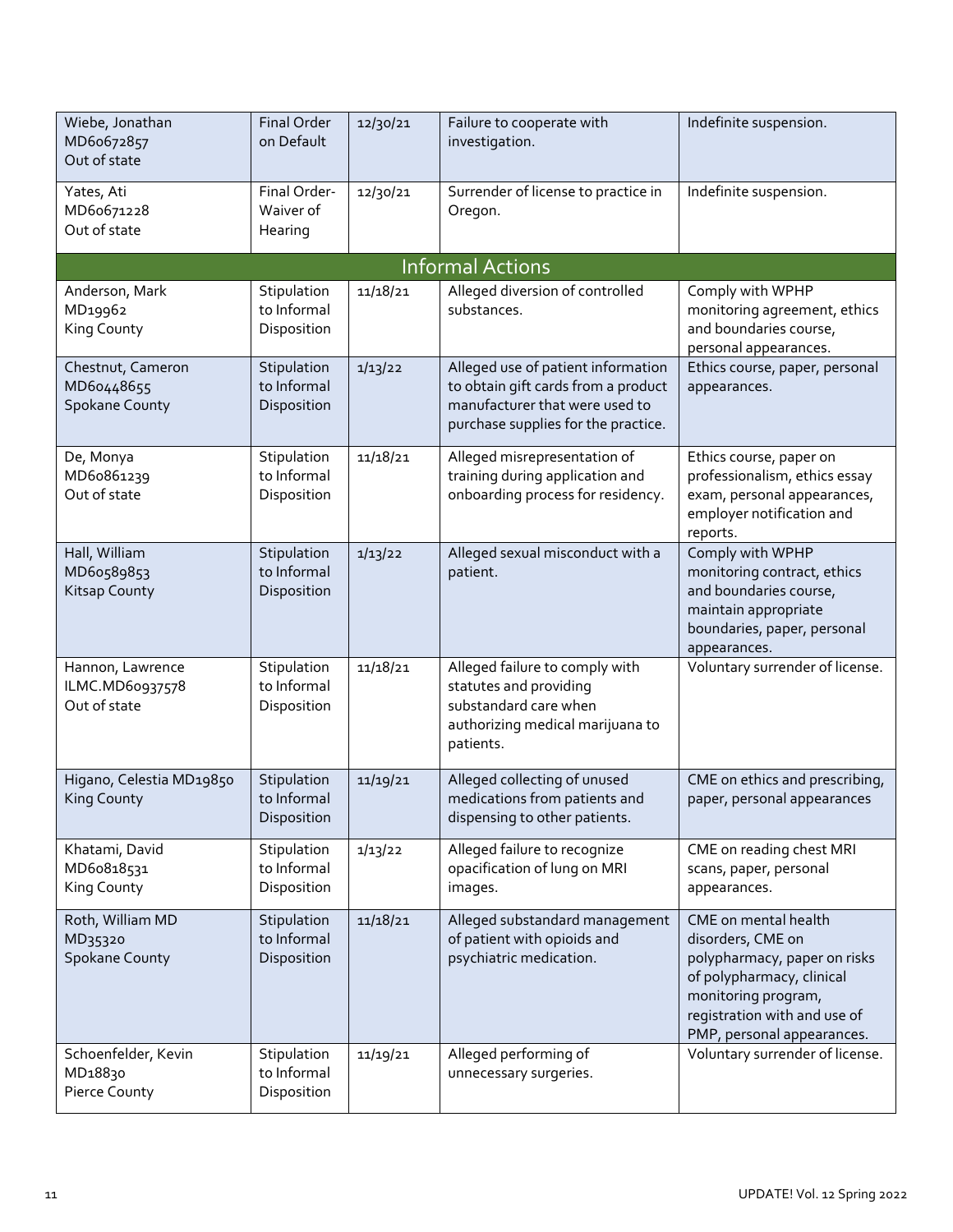| | | | | |
|---|---|---|---|---|
| Wiebe, Jonathan MD60672857 Out of state | Final Order on Default | 12/30/21 | Failure to cooperate with investigation. | Indefinite suspension. |
| Yates, Ati MD60671228 Out of state | Final Order-Waiver of Hearing | 12/30/21 | Surrender of license to practice in Oregon. | Indefinite suspension. |
| **Informal Actions** | | | | |
| Anderson, Mark MD19962 King County | Stipulation to Informal Disposition | 11/18/21 | Alleged diversion of controlled substances. | Comply with WPHP monitoring agreement, ethics and boundaries course, personal appearances. |
| Chestnut, Cameron MD60448655 Spokane County | Stipulation to Informal Disposition | 1/13/22 | Alleged use of patient information to obtain gift cards from a product manufacturer that were used to purchase supplies for the practice. | Ethics course, paper, personal appearances. |
| De, Monya MD60861239 Out of state | Stipulation to Informal Disposition | 11/18/21 | Alleged misrepresentation of training during application and onboarding process for residency. | Ethics course, paper on professionalism, ethics essay exam, personal appearances, employer notification and reports. |
| Hall, William MD60589853 Kitsap County | Stipulation to Informal Disposition | 1/13/22 | Alleged sexual misconduct with a patient. | Comply with WPHP monitoring contract, ethics and boundaries course, maintain appropriate boundaries, paper, personal appearances. |
| Hannon, Lawrence ILMC.MD60937578 Out of state | Stipulation to Informal Disposition | 11/18/21 | Alleged failure to comply with statutes and providing substandard care when authorizing medical marijuana to patients. | Voluntary surrender of license. |
| Higano, Celestia MD19850 King County | Stipulation to Informal Disposition | 11/19/21 | Alleged collecting of unused medications from patients and dispensing to other patients. | CME on ethics and prescribing, paper, personal appearances |
| Khatami, David MD60818531 King County | Stipulation to Informal Disposition | 1/13/22 | Alleged failure to recognize opacification of lung on MRI images. | CME on reading chest MRI scans, paper, personal appearances. |
| Roth, William MD MD35320 Spokane County | Stipulation to Informal Disposition | 11/18/21 | Alleged substandard management of patient with opioids and psychiatric medication. | CME on mental health disorders, CME on polypharmacy, paper on risks of polypharmacy, clinical monitoring program, registration with and use of PMP, personal appearances. |
| Schoenfelder, Kevin MD18830 Pierce County | Stipulation to Informal Disposition | 11/19/21 | Alleged performing of unnecessary surgeries. | Voluntary surrender of license. |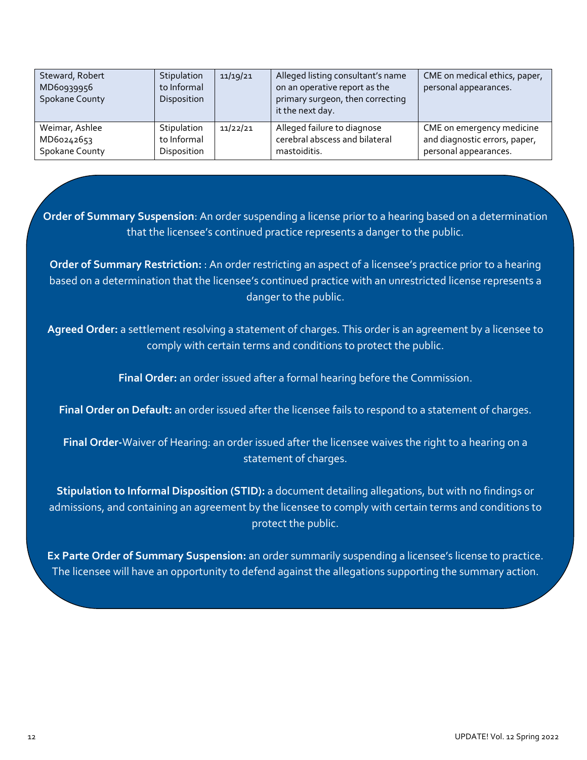| | | | | |
|---|---|---|---|---|
| Steward, Robert<br>MD60939956<br>Spokane County | Stipulation to Informal Disposition | 11/19/21 | Alleged listing consultant's name on an operative report as the primary surgeon, then correcting it the next day. | CME on medical ethics, paper, personal appearances. |
| Weimar, Ashlee<br>MD60242653<br>Spokane County | Stipulation to Informal Disposition | 11/22/21 | Alleged failure to diagnose cerebral abscess and bilateral mastoiditis. | CME on emergency medicine and diagnostic errors, paper, personal appearances. |

**Order of Summary Suspension**: An order suspending a license prior to a hearing based on a determination that the licensee's continued practice represents a danger to the public.

**Order of Summary Restriction:** : An order restricting an aspect of a licensee's practice prior to a hearing based on a determination that the licensee's continued practice with an unrestricted license represents a danger to the public.

**Agreed Order:** a settlement resolving a statement of charges. This order is an agreement by a licensee to comply with certain terms and conditions to protect the public.

**Final Order:** an order issued after a formal hearing before the Commission.

**Final Order on Default:** an order issued after the licensee fails to respond to a statement of charges.

**Final Order-**Waiver of Hearing: an order issued after the licensee waives the right to a hearing on a statement of charges.

**Stipulation to Informal Disposition (STID):** a document detailing allegations, but with no findings or admissions, and containing an agreement by the licensee to comply with certain terms and conditions to protect the public.

**Ex Parte Order of Summary Suspension:** an order summarily suspending a licensee's license to practice. The licensee will have an opportunity to defend against the allegations supporting the summary action.